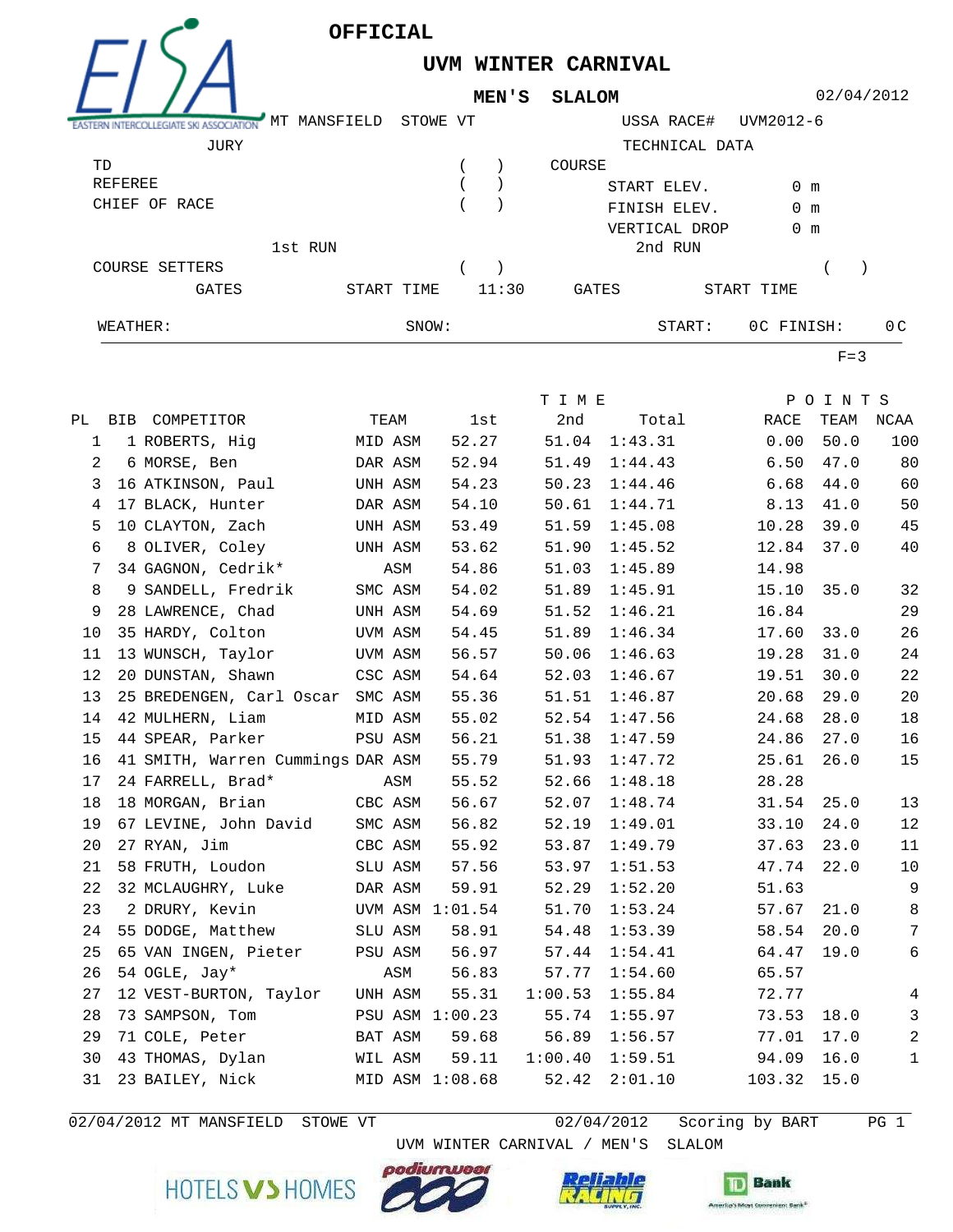# OFFICIAL

## UVM WINTER CARNIVAL

### MEN'S SLALOM

02/04/2012

MT MANSFIELD STOWE VT

USSA RACE# UVM2012-6

| JURY | | TECHNICAL DATA | |
|---|---|---|---|
| TD | ( ) | COURSE | |
| REFEREE | ( ) | START ELEV. | 0 m |
| CHIEF OF RACE | ( ) | FINISH ELEV. | 0 m |
| | | VERTICAL DROP | 0 m |

| | 1st RUN | | 2nd RUN | |
|---|---|---|---|---|
| COURSE SETTERS | | ( ) | | ( ) |
| GATES | START TIME | 11:30 | GATES | START TIME |

WEATHER: SNOW: START: 0C FINISH: 0C

F=3

| PL | BIB | COMPETITOR | TEAM | 1st | 2nd | Total | RACE | TEAM | NCAA |
|---|---|---|---|---|---|---|---|---|---|
| 1 | 1 | ROBERTS, Hig | MID ASM | 52.27 | 51.04 | 1:43.31 | 0.00 | 50.0 | 100 |
| 2 | 6 | MORSE, Ben | DAR ASM | 52.94 | 51.49 | 1:44.43 | 6.50 | 47.0 | 80 |
| 3 | 16 | ATKINSON, Paul | UNH ASM | 54.23 | 50.23 | 1:44.46 | 6.68 | 44.0 | 60 |
| 4 | 17 | BLACK, Hunter | DAR ASM | 54.10 | 50.61 | 1:44.71 | 8.13 | 41.0 | 50 |
| 5 | 10 | CLAYTON, Zach | UNH ASM | 53.49 | 51.59 | 1:45.08 | 10.28 | 39.0 | 45 |
| 6 | 8 | OLIVER, Coley | UNH ASM | 53.62 | 51.90 | 1:45.52 | 12.84 | 37.0 | 40 |
| 7 | 34 | GAGNON, Cedrik* | ASM | 54.86 | 51.03 | 1:45.89 | 14.98 | | |
| 8 | 9 | SANDELL, Fredrik | SMC ASM | 54.02 | 51.89 | 1:45.91 | 15.10 | 35.0 | 32 |
| 9 | 28 | LAWRENCE, Chad | UNH ASM | 54.69 | 51.52 | 1:46.21 | 16.84 | | 29 |
| 10 | 35 | HARDY, Colton | UVM ASM | 54.45 | 51.89 | 1:46.34 | 17.60 | 33.0 | 26 |
| 11 | 13 | WUNSCH, Taylor | UVM ASM | 56.57 | 50.06 | 1:46.63 | 19.28 | 31.0 | 24 |
| 12 | 20 | DUNSTAN, Shawn | CSC ASM | 54.64 | 52.03 | 1:46.67 | 19.51 | 30.0 | 22 |
| 13 | 25 | BREDENGEN, Carl Oscar | SMC ASM | 55.36 | 51.51 | 1:46.87 | 20.68 | 29.0 | 20 |
| 14 | 42 | MULHERN, Liam | MID ASM | 55.02 | 52.54 | 1:47.56 | 24.68 | 28.0 | 18 |
| 15 | 44 | SPEAR, Parker | PSU ASM | 56.21 | 51.38 | 1:47.59 | 24.86 | 27.0 | 16 |
| 16 | 41 | SMITH, Warren Cummings | DAR ASM | 55.79 | 51.93 | 1:47.72 | 25.61 | 26.0 | 15 |
| 17 | 24 | FARRELL, Brad* | ASM | 55.52 | 52.66 | 1:48.18 | 28.28 | | |
| 18 | 18 | MORGAN, Brian | CBC ASM | 56.67 | 52.07 | 1:48.74 | 31.54 | 25.0 | 13 |
| 19 | 67 | LEVINE, John David | SMC ASM | 56.82 | 52.19 | 1:49.01 | 33.10 | 24.0 | 12 |
| 20 | 27 | RYAN, Jim | CBC ASM | 55.92 | 53.87 | 1:49.79 | 37.63 | 23.0 | 11 |
| 21 | 58 | FRUTH, Loudon | SLU ASM | 57.56 | 53.97 | 1:51.53 | 47.74 | 22.0 | 10 |
| 22 | 32 | MCLAUGHRY, Luke | DAR ASM | 59.91 | 52.29 | 1:52.20 | 51.63 | | 9 |
| 23 | 2 | DRURY, Kevin | UVM ASM | 1:01.54 | 51.70 | 1:53.24 | 57.67 | 21.0 | 8 |
| 24 | 55 | DODGE, Matthew | SLU ASM | 58.91 | 54.48 | 1:53.39 | 58.54 | 20.0 | 7 |
| 25 | 65 | VAN INGEN, Pieter | PSU ASM | 56.97 | 57.44 | 1:54.41 | 64.47 | 19.0 | 6 |
| 26 | 54 | OGLE, Jay* | ASM | 56.83 | 57.77 | 1:54.60 | 65.57 | | |
| 27 | 12 | VEST-BURTON, Taylor | UNH ASM | 55.31 | 1:00.53 | 1:55.84 | 72.77 | | 4 |
| 28 | 73 | SAMPSON, Tom | PSU ASM | 1:00.23 | 55.74 | 1:55.97 | 73.53 | 18.0 | 3 |
| 29 | 71 | COLE, Peter | BAT ASM | 59.68 | 56.89 | 1:56.57 | 77.01 | 17.0 | 2 |
| 30 | 43 | THOMAS, Dylan | WIL ASM | 59.11 | 1:00.40 | 1:59.51 | 94.09 | 16.0 | 1 |
| 31 | 23 | BAILEY, Nick | MID ASM | 1:08.68 | 52.42 | 2:01.10 | 103.32 | 15.0 | |

02/04/2012 MT MANSFIELD STOWE VT 02/04/2012 Scoring by BART

UVM WINTER CARNIVAL / MEN'S SLALOM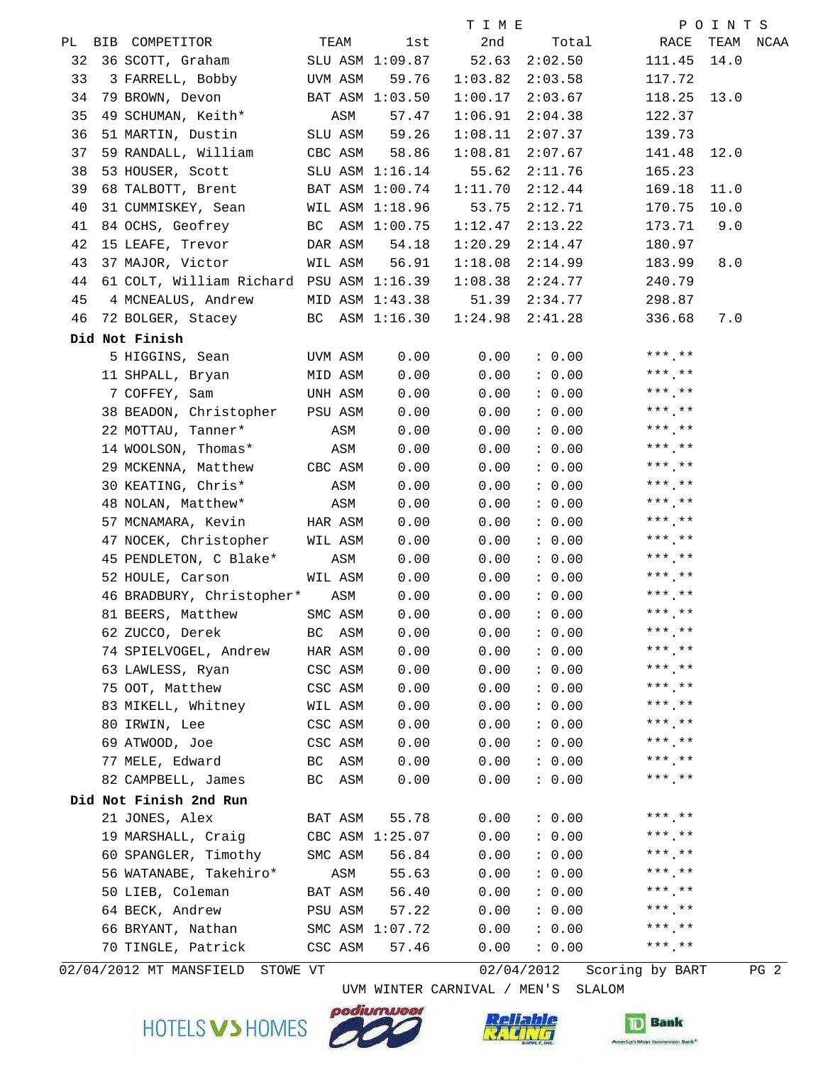| PL | BIB | COMPETITOR | TEAM | | TIME 1st | 2nd | Total | POINTS RACE | TEAM | NCAA |
|---|---|---|---|---|---|---|---|---|---|---|
| 32 | 36 | SCOTT, Graham | SLU | ASM | 1:09.87 | 52.63 | 2:02.50 | 111.45 | 14.0 | |
| 33 | 3 | FARRELL, Bobby | UVM | ASM | 59.76 | 1:03.82 | 2:03.58 | 117.72 | | |
| 34 | 79 | BROWN, Devon | BAT | ASM | 1:03.50 | 1:00.17 | 2:03.67 | 118.25 | 13.0 | |
| 35 | 49 | SCHUMAN, Keith* | | ASM | 57.47 | 1:06.91 | 2:04.38 | 122.37 | | |
| 36 | 51 | MARTIN, Dustin | SLU | ASM | 59.26 | 1:08.11 | 2:07.37 | 139.73 | | |
| 37 | 59 | RANDALL, William | CBC | ASM | 58.86 | 1:08.81 | 2:07.67 | 141.48 | 12.0 | |
| 38 | 53 | HOUSER, Scott | SLU | ASM | 1:16.14 | 55.62 | 2:11.76 | 165.23 | | |
| 39 | 68 | TALBOTT, Brent | BAT | ASM | 1:00.74 | 1:11.70 | 2:12.44 | 169.18 | 11.0 | |
| 40 | 31 | CUMMISKEY, Sean | WIL | ASM | 1:18.96 | 53.75 | 2:12.71 | 170.75 | 10.0 | |
| 41 | 84 | OCHS, Geofrey | BC | ASM | 1:00.75 | 1:12.47 | 2:13.22 | 173.71 | 9.0 | |
| 42 | 15 | LEAFE, Trevor | DAR | ASM | 54.18 | 1:20.29 | 2:14.47 | 180.97 | | |
| 43 | 37 | MAJOR, Victor | WIL | ASM | 56.91 | 1:18.08 | 2:14.99 | 183.99 | 8.0 | |
| 44 | 61 | COLT, William Richard | PSU | ASM | 1:16.39 | 1:08.38 | 2:24.77 | 240.79 | | |
| 45 | 4 | MCNEALUS, Andrew | MID | ASM | 1:43.38 | 51.39 | 2:34.77 | 298.87 | | |
| 46 | 72 | BOLGER, Stacey | BC | ASM | 1:16.30 | 1:24.98 | 2:41.28 | 336.68 | 7.0 | |
| **Did Not Finish** | | | | | | | | | | |
| | 5 | HIGGINS, Sean | UVM | ASM | 0.00 | 0.00 | : 0.00 | \*\*\*.\*\* | | |
| | 11 | SHPALL, Bryan | MID | ASM | 0.00 | 0.00 | : 0.00 | \*\*\*.\*\* | | |
| | 7 | COFFEY, Sam | UNH | ASM | 0.00 | 0.00 | : 0.00 | \*\*\*.\*\* | | |
| | 38 | BEADON, Christopher | PSU | ASM | 0.00 | 0.00 | : 0.00 | \*\*\*.\*\* | | |
| | 22 | MOTTAU, Tanner* | | ASM | 0.00 | 0.00 | : 0.00 | \*\*\*.\*\* | | |
| | 14 | WOOLSON, Thomas* | | ASM | 0.00 | 0.00 | : 0.00 | \*\*\*.\*\* | | |
| | 29 | MCKENNA, Matthew | CBC | ASM | 0.00 | 0.00 | : 0.00 | \*\*\*.\*\* | | |
| | 30 | KEATING, Chris* | | ASM | 0.00 | 0.00 | : 0.00 | \*\*\*.\*\* | | |
| | 48 | NOLAN, Matthew* | | ASM | 0.00 | 0.00 | : 0.00 | \*\*\*.\*\* | | |
| | 57 | MCNAMARA, Kevin | HAR | ASM | 0.00 | 0.00 | : 0.00 | \*\*\*.\*\* | | |
| | 47 | NOCEK, Christopher | WIL | ASM | 0.00 | 0.00 | : 0.00 | \*\*\*.\*\* | | |
| | 45 | PENDLETON, C Blake* | | ASM | 0.00 | 0.00 | : 0.00 | \*\*\*.\*\* | | |
| | 52 | HOULE, Carson | WIL | ASM | 0.00 | 0.00 | : 0.00 | \*\*\*.\*\* | | |
| | 46 | BRADBURY, Christopher* | | ASM | 0.00 | 0.00 | : 0.00 | \*\*\*.\*\* | | |
| | 81 | BEERS, Matthew | SMC | ASM | 0.00 | 0.00 | : 0.00 | \*\*\*.\*\* | | |
| | 62 | ZUCCO, Derek | BC | ASM | 0.00 | 0.00 | : 0.00 | \*\*\*.\*\* | | |
| | 74 | SPIELVOGEL, Andrew | HAR | ASM | 0.00 | 0.00 | : 0.00 | \*\*\*.\*\* | | |
| | 63 | LAWLESS, Ryan | CSC | ASM | 0.00 | 0.00 | : 0.00 | \*\*\*.\*\* | | |
| | 75 | OOT, Matthew | CSC | ASM | 0.00 | 0.00 | : 0.00 | \*\*\*.\*\* | | |
| | 83 | MIKELL, Whitney | WIL | ASM | 0.00 | 0.00 | : 0.00 | \*\*\*.\*\* | | |
| | 80 | IRWIN, Lee | CSC | ASM | 0.00 | 0.00 | : 0.00 | \*\*\*.\*\* | | |
| | 69 | ATWOOD, Joe | CSC | ASM | 0.00 | 0.00 | : 0.00 | \*\*\*.\*\* | | |
| | 77 | MELE, Edward | BC | ASM | 0.00 | 0.00 | : 0.00 | \*\*\*.\*\* | | |
| | 82 | CAMPBELL, James | BC | ASM | 0.00 | 0.00 | : 0.00 | \*\*\*.\*\* | | |
| **Did Not Finish 2nd Run** | | | | | | | | | | |
| | 21 | JONES, Alex | BAT | ASM | 55.78 | 0.00 | : 0.00 | \*\*\*.\*\* | | |
| | 19 | MARSHALL, Craig | CBC | ASM | 1:25.07 | 0.00 | : 0.00 | \*\*\*.\*\* | | |
| | 60 | SPANGLER, Timothy | SMC | ASM | 56.84 | 0.00 | : 0.00 | \*\*\*.\*\* | | |
| | 56 | WATANABE, Takehiro* | | ASM | 55.63 | 0.00 | : 0.00 | \*\*\*.\*\* | | |
| | 50 | LIEB, Coleman | BAT | ASM | 56.40 | 0.00 | : 0.00 | \*\*\*.\*\* | | |
| | 64 | BECK, Andrew | PSU | ASM | 57.22 | 0.00 | : 0.00 | \*\*\*.\*\* | | |
| | 66 | BRYANT, Nathan | SMC | ASM | 1:07.72 | 0.00 | : 0.00 | \*\*\*.\*\* | | |
| | 70 | TINGLE, Patrick | CSC | ASM | 57.46 | 0.00 | : 0.00 | \*\*\*.\*\* | | |

02/04/2012 MT MANSFIELD STOWE VT 02/04/2012 Scoring by BART

UVM WINTER CARNIVAL / MEN'S SLALOM

HOTELS VS HOMES · podiumwear · Reliable Racing Supply, Inc. · TD Bank America's Most Convenient Bank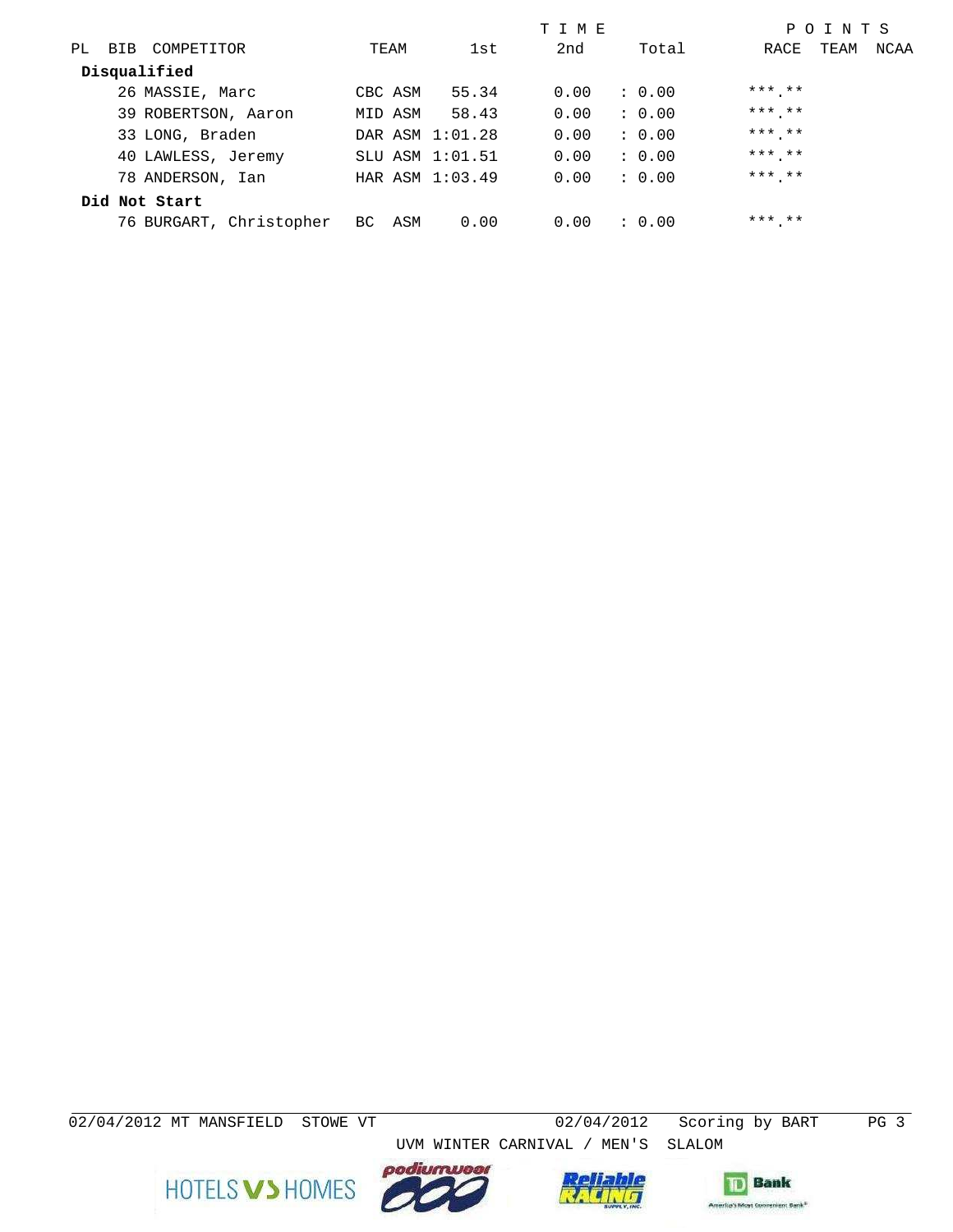| PL | BIB | COMPETITOR | TEAM | | TIME 1st | 2nd | Total | POINTS RACE | TEAM | NCAA |
|---|---|---|---|---|---|---|---|---|---|---|
| **Disqualified** | | | | | | | | | | |
| | 26 | MASSIE, Marc | CBC | ASM | 55.34 | 0.00 | : 0.00 | ***.** | | |
| | 39 | ROBERTSON, Aaron | MID | ASM | 58.43 | 0.00 | : 0.00 | ***.** | | |
| | 33 | LONG, Braden | DAR | ASM | 1:01.28 | 0.00 | : 0.00 | ***.** | | |
| | 40 | LAWLESS, Jeremy | SLU | ASM | 1:01.51 | 0.00 | : 0.00 | ***.** | | |
| | 78 | ANDERSON, Ian | HAR | ASM | 1:03.49 | 0.00 | : 0.00 | ***.** | | |
| **Did Not Start** | | | | | | | | | | |
| | 76 | BURGART, Christopher | BC | ASM | 0.00 | 0.00 | : 0.00 | ***.** | | |

02/04/2012 MT MANSFIELD STOWE VT 02/04/2012 Scoring by BART

UVM WINTER CARNIVAL / MEN'S SLALOM

HOTELS VS HOMES podiumwear Reliable Racing Supply, Inc. TD Bank America's Most Convenient Bank